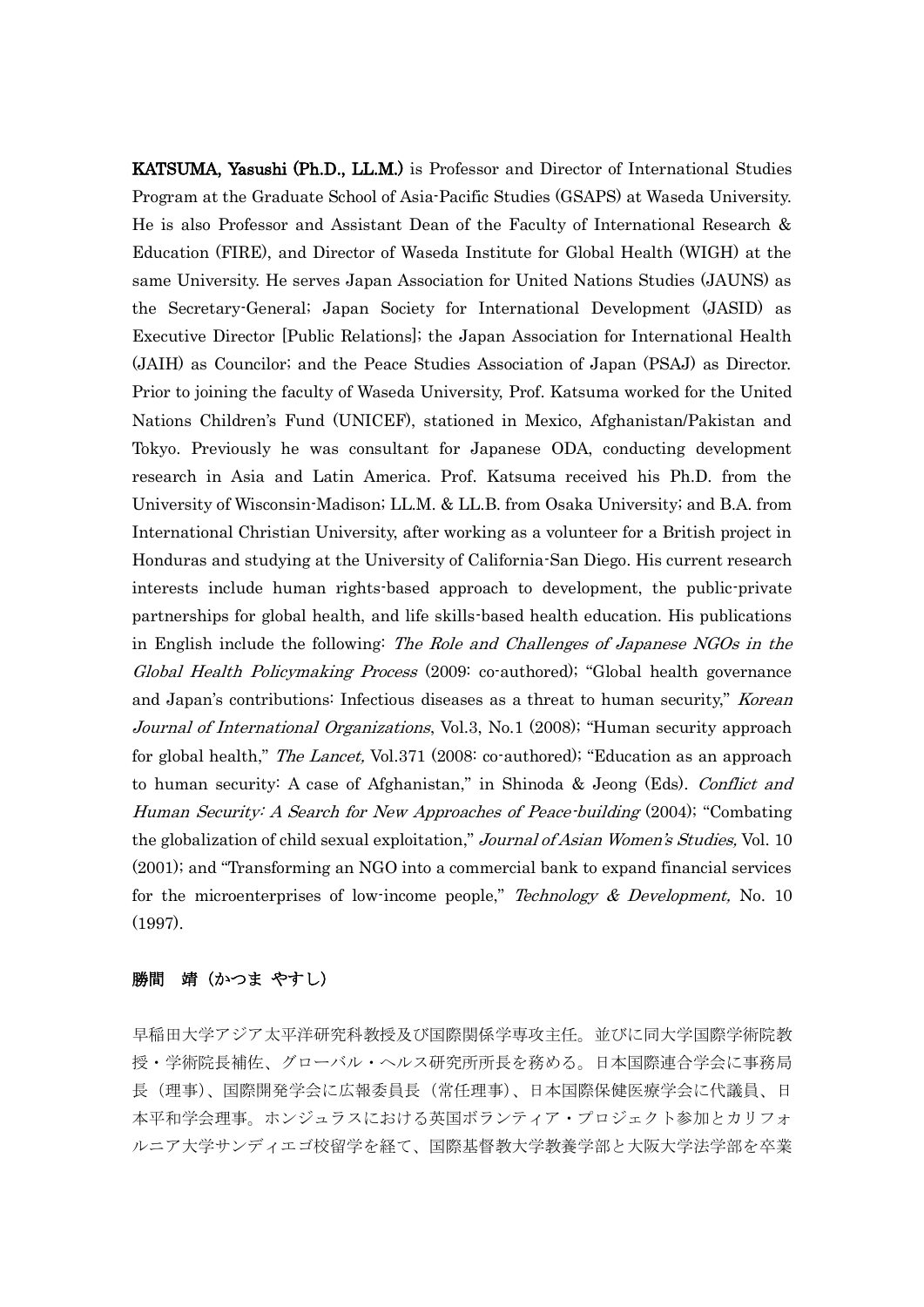**KATSUMA, Yasushi (Ph.D., LL.M.)** is Professor and Director of International Studies Program at the Graduate School of Asia-Pacific Studies (GSAPS) at Waseda University. He is also Professor and Assistant Dean of the Faculty of International Research & Education (FIRE), and Director of Waseda Institute for Global Health (WIGH) at the same University. He serves Japan Association for United Nations Studies (JAUNS) as the Secretary-General; Japan Society for International Development (JASID) as Executive Director [Public Relations]; the Japan Association for International Health (JAIH) as Councilor; and the Peace Studies Association of Japan (PSAJ) as Director. Prior to joining the faculty of Waseda University, Prof. Katsuma worked for the United Nations Children's Fund (UNICEF), stationed in Mexico, Afghanistan/Pakistan and Tokyo. Previously he was consultant for Japanese ODA, conducting development research in Asia and Latin America. Prof. Katsuma received his Ph.D. from the University of Wisconsin-Madison; LL.M. & LL.B. from Osaka University; and B.A. from International Christian University, after working as a volunteer for a British project in Honduras and studying at the University of California-San Diego. His current research interests include human rights-based approach to development, the public-private partnerships for global health, and life skills-based health education. His publications in English include the following: *The Role and Challenges of Japanese NGOs in the Global Health Policymaking Process* (2009: co-authored); "Global health governance and Japan's contributions: Infectious diseases as a threat to human security," *Korean Journal of International Organizations*, Vol.3, No.1 (2008); "Human security approach for global health," *The Lancet,* Vol.371 (2008: co-authored); "Education as an approach to human security: A case of Afghanistan," in Shinoda & Jeong (Eds). *Conflict and Human Security: A Search for New Approaches of Peace-building* (2004); "Combating the globalization of child sexual exploitation," *Journal of Asian Women's Studies,* Vol. 10 (2001); and "Transforming an NGO into a commercial bank to expand financial services for the microenterprises of low-income people," *Technology & Development,* No. 10 (1997).

**勝間　靖（かつま やすし）**

早稲田大学アジア太平洋研究科教授及び国際関係学専攻主任。並びに同大学国際学術院教授・学術院長補佐、グローバル・ヘルス研究所所長を務める。日本国際連合学会に事務局長（理事）、国際開発学会に広報委員長（常任理事）、日本国際保健医療学会に代議員、日本平和学会理事。ホンジュラスにおける英国ボランティア・プロジェクト参加とカリフォルニア大学サンディエゴ校留学を経て、国際基督教大学教養学部と大阪大学法学部を卒業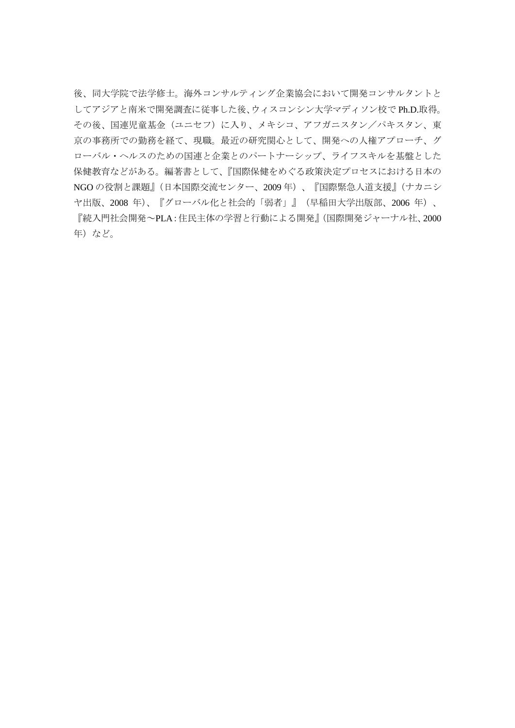後、同大学院で法学修士。海外コンサルティング企業協会において開発コンサルタントとしてアジアと南米で開発調査に従事した後、ウィスコンシン大学マディソン校で Ph.D.取得。その後、国連児童基金（ユニセフ）に入り、メキシコ、アフガニスタン／パキスタン、東京の事務所での勤務を経て、現職。最近の研究関心として、開発への人権アプローチ、グローバル・ヘルスのための国連と企業とのパートナーシップ、ライフスキルを基盤とした保健教育などがある。編著書として、『国際保健をめぐる政策決定プロセスにおける日本の NGO の役割と課題』（日本国際交流センター、2009 年）、『国際緊急人道支援』（ナカニシヤ出版、2008 年）、『グローバル化と社会的「弱者」』（早稲田大学出版部、2006 年）、『続入門社会開発～PLA : 住民主体の学習と行動による開発』（国際開発ジャーナル社、2000 年）など。